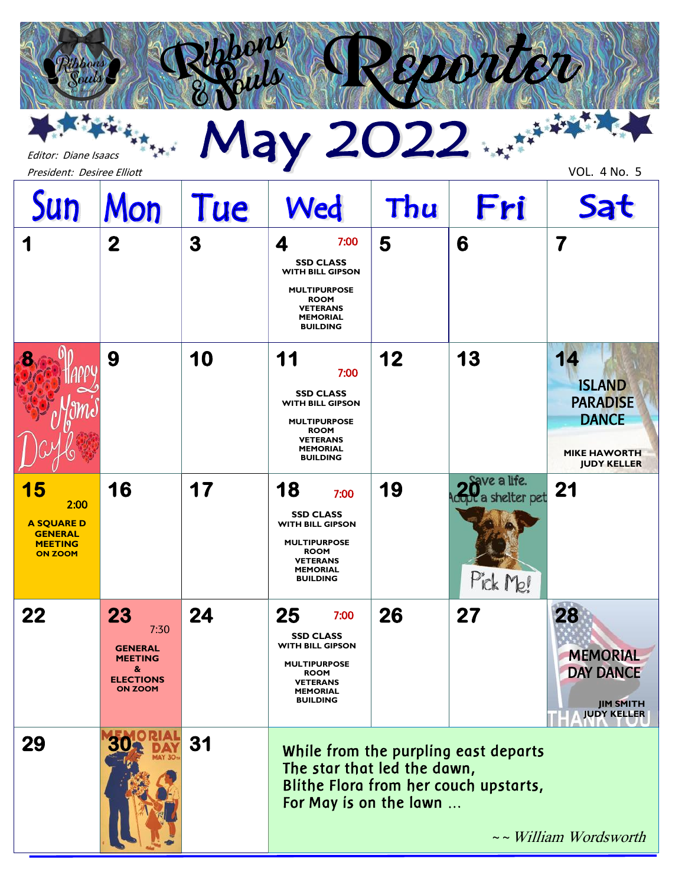# Ribbons & Souls Reporter

## May 2022

Editor: Diane Isaacs
President: Desiree Elliott

VOL. 4 No. 5

| Sun | Mon | Tue | Wed | Thu | Fri | Sat |
|---|---|---|---|---|---|---|
| 1 | 2 | 3 | 4 7:00 **SSD CLASS WITH BILL GIPSON** **MULTIPURPOSE ROOM VETERANS MEMORIAL BUILDING** | 5 | 6 | 7 |
| 8 Happy Mom's Day | 9 | 10 | 11 7:00 **SSD CLASS WITH BILL GIPSON** **MULTIPURPOSE ROOM VETERANS MEMORIAL BUILDING** | 12 | 13 | 14 ISLAND PARADISE DANCE **MIKE HAWORTH JUDY KELLER** |
| 15 2:00 **A SQUARE D GENERAL MEETING ON ZOOM** | 16 | 17 | 18 7:00 **SSD CLASS WITH BILL GIPSON** **MULTIPURPOSE ROOM VETERANS MEMORIAL BUILDING** | 19 | 20 Save a life. Adopt a shelter pet. Pick Me! | 21 |
| 22 | 23 7:30 **GENERAL MEETING & ELECTIONS ON ZOOM** | 24 | 25 7:00 **SSD CLASS WITH BILL GIPSON** **MULTIPURPOSE ROOM VETERANS MEMORIAL BUILDING** | 26 | 27 | 28 MEMORIAL DAY DANCE **JIM SMITH JUDY KELLER** |
| 29 | 30 MEMORIAL DAY MAY 30th | 31 | | | | |

While from the purpling east departs
The star that led the dawn,
Blithe Flora from her couch upstarts,
For May is on the lawn …

*~~ William Wordsworth*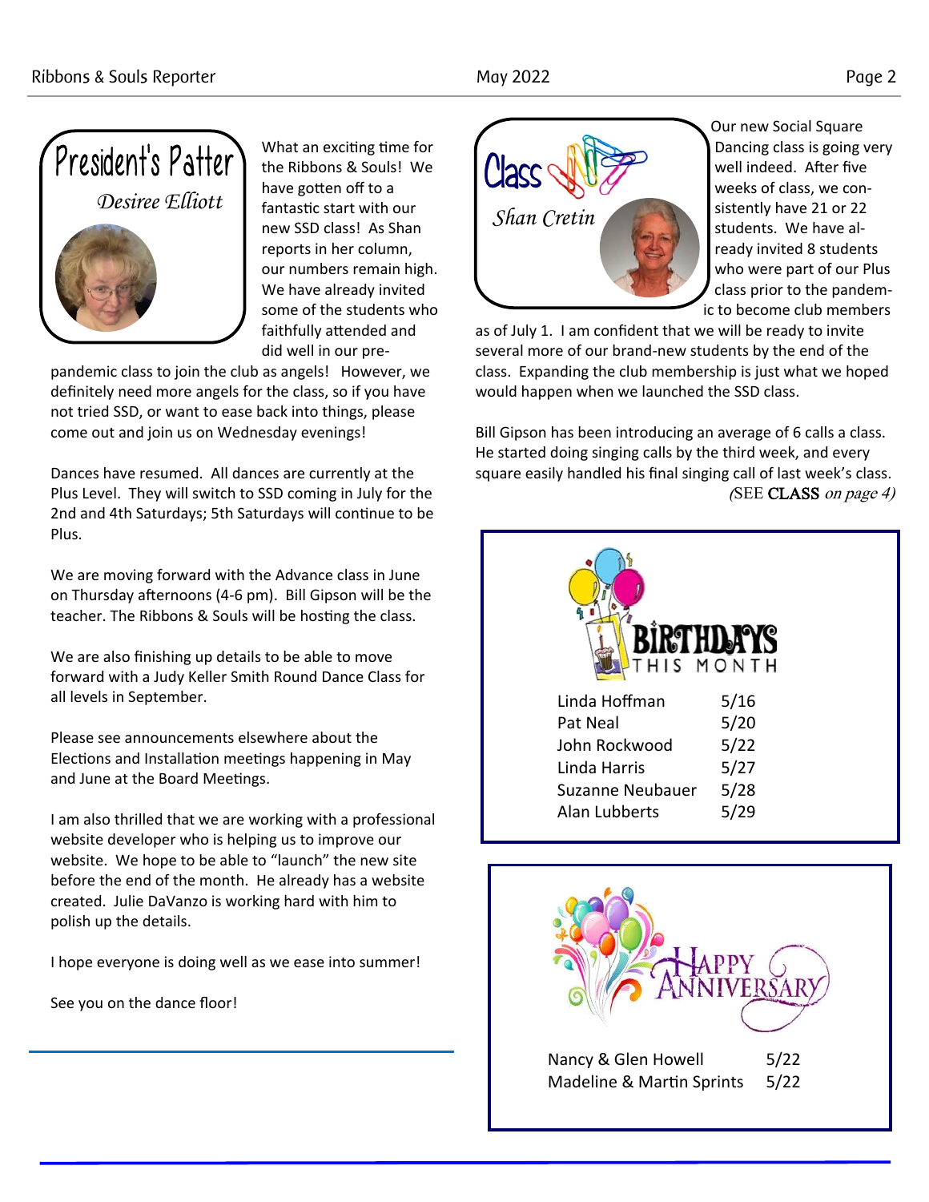## President's Patter

*Desiree Elliott*

What an exciting time for the Ribbons & Souls! We have gotten off to a fantastic start with our new SSD class! As Shan reports in her column, our numbers remain high. We have already invited some of the students who faithfully attended and did well in our pre-pandemic class to join the club as angels! However, we definitely need more angels for the class, so if you have not tried SSD, or want to ease back into things, please come out and join us on Wednesday evenings!

Dances have resumed. All dances are currently at the Plus Level. They will switch to SSD coming in July for the 2nd and 4th Saturdays; 5th Saturdays will continue to be Plus.

We are moving forward with the Advance class in June on Thursday afternoons (4-6 pm). Bill Gipson will be the teacher. The Ribbons & Souls will be hosting the class.

We are also finishing up details to be able to move forward with a Judy Keller Smith Round Dance Class for all levels in September.

Please see announcements elsewhere about the Elections and Installation meetings happening in May and June at the Board Meetings.

I am also thrilled that we are working with a professional website developer who is helping us to improve our website. We hope to be able to "launch" the new site before the end of the month. He already has a website created. Julie DaVanzo is working hard with him to polish up the details.

I hope everyone is doing well as we ease into summer!

See you on the dance floor!

## Class Notes

*Shan Cretin*

Our new Social Square Dancing class is going very well indeed. After five weeks of class, we consistently have 21 or 22 students. We have already invited 8 students who were part of our Plus class prior to the pandemic to become club members as of July 1. I am confident that we will be ready to invite several more of our brand-new students by the end of the class. Expanding the club membership is just what we hoped would happen when we launched the SSD class.

Bill Gipson has been introducing an average of 6 calls a class. He started doing singing calls by the third week, and every square easily handled his final singing call of last week's class.

*(SEE* CLASS *on page 4)*

## Birthdays This Month

| | |
|---|---|
| Linda Hoffman | 5/16 |
| Pat Neal | 5/20 |
| John Rockwood | 5/22 |
| Linda Harris | 5/27 |
| Suzanne Neubauer | 5/28 |
| Alan Lubberts | 5/29 |

## Happy Anniversary

| | |
|---|---|
| Nancy & Glen Howell | 5/22 |
| Madeline & Martin Sprints | 5/22 |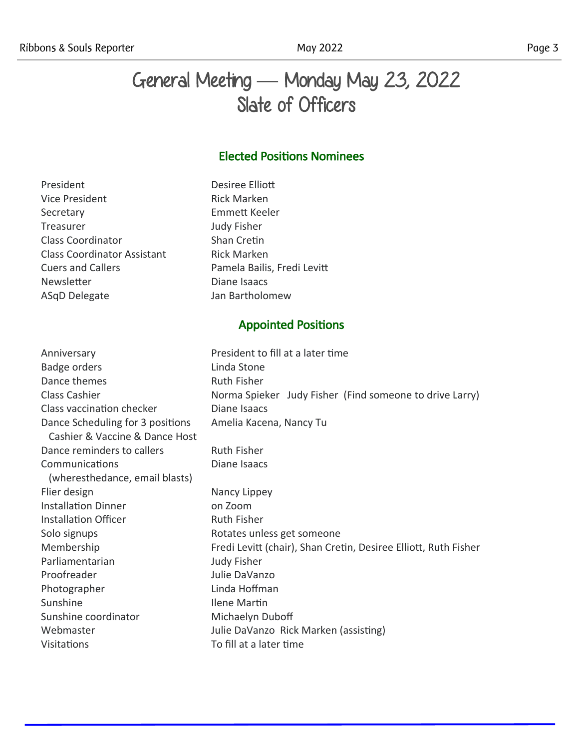# General Meeting — Monday May 23, 2022
# Slate of Officers

## Elected Positions Nominees

| | |
|---|---|
| President | Desiree Elliott |
| Vice President | Rick Marken |
| Secretary | Emmett Keeler |
| Treasurer | Judy Fisher |
| Class Coordinator | Shan Cretin |
| Class Coordinator Assistant | Rick Marken |
| Cuers and Callers | Pamela Bailis, Fredi Levitt |
| Newsletter | Diane Isaacs |
| ASqD Delegate | Jan Bartholomew |

## Appointed Positions

| | |
|---|---|
| Anniversary | President to fill at a later time |
| Badge orders | Linda Stone |
| Dance themes | Ruth Fisher |
| Class Cashier | Norma Spieker Judy Fisher (Find someone to drive Larry) |
| Class vaccination checker | Diane Isaacs |
| Dance Scheduling for 3 positions Cashier & Vaccine & Dance Host | Amelia Kacena, Nancy Tu |
| Dance reminders to callers | Ruth Fisher |
| Communications (wheresthedance, email blasts) | Diane Isaacs |
| Flier design | Nancy Lippey |
| Installation Dinner | on Zoom |
| Installation Officer | Ruth Fisher |
| Solo signups | Rotates unless get someone |
| Membership | Fredi Levitt (chair), Shan Cretin, Desiree Elliott, Ruth Fisher |
| Parliamentarian | Judy Fisher |
| Proofreader | Julie DaVanzo |
| Photographer | Linda Hoffman |
| Sunshine | Ilene Martin |
| Sunshine coordinator | Michaelyn Duboff |
| Webmaster | Julie DaVanzo Rick Marken (assisting) |
| Visitations | To fill at a later time |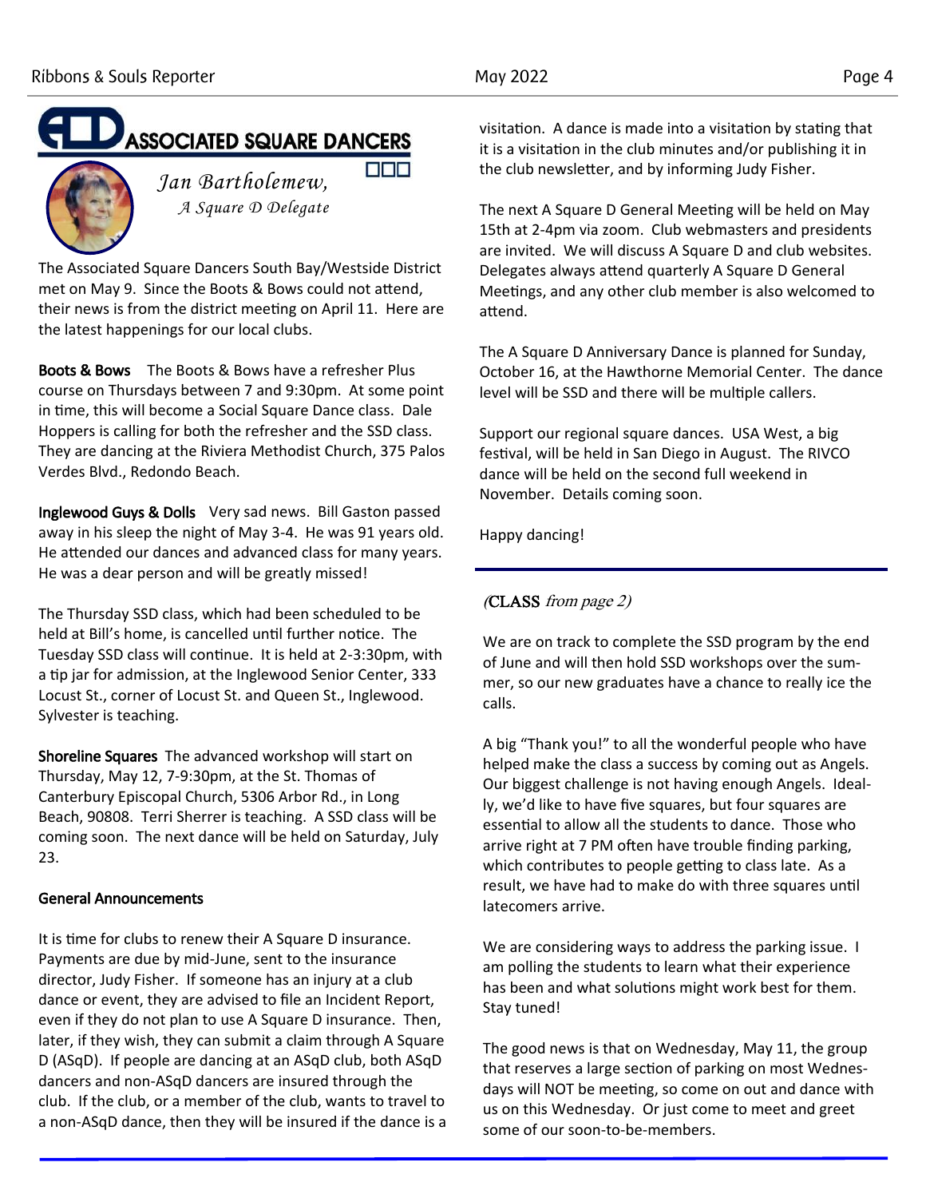# ASSOCIATED SQUARE DANCERS

*Jan Bartholemew,*
*A Square D Delegate*

The Associated Square Dancers South Bay/Westside District met on May 9. Since the Boots & Bows could not attend, their news is from the district meeting on April 11. Here are the latest happenings for our local clubs.

**Boots & Bows** The Boots & Bows have a refresher Plus course on Thursdays between 7 and 9:30pm. At some point in time, this will become a Social Square Dance class. Dale Hoppers is calling for both the refresher and the SSD class. They are dancing at the Riviera Methodist Church, 375 Palos Verdes Blvd., Redondo Beach.

**Inglewood Guys & Dolls** Very sad news. Bill Gaston passed away in his sleep the night of May 3-4. He was 91 years old. He attended our dances and advanced class for many years. He was a dear person and will be greatly missed!

The Thursday SSD class, which had been scheduled to be held at Bill's home, is cancelled until further notice. The Tuesday SSD class will continue. It is held at 2-3:30pm, with a tip jar for admission, at the Inglewood Senior Center, 333 Locust St., corner of Locust St. and Queen St., Inglewood. Sylvester is teaching.

**Shoreline Squares** The advanced workshop will start on Thursday, May 12, 7-9:30pm, at the St. Thomas of Canterbury Episcopal Church, 5306 Arbor Rd., in Long Beach, 90808. Terri Sherrer is teaching. A SSD class will be coming soon. The next dance will be held on Saturday, July 23.

**General Announcements**

It is time for clubs to renew their A Square D insurance. Payments are due by mid-June, sent to the insurance director, Judy Fisher. If someone has an injury at a club dance or event, they are advised to file an Incident Report, even if they do not plan to use A Square D insurance. Then, later, if they wish, they can submit a claim through A Square D (ASqD). If people are dancing at an ASqD club, both ASqD dancers and non-ASqD dancers are insured through the club. If the club, or a member of the club, wants to travel to a non-ASqD dance, then they will be insured if the dance is a visitation. A dance is made into a visitation by stating that it is a visitation in the club minutes and/or publishing it in the club newsletter, and by informing Judy Fisher.

The next A Square D General Meeting will be held on May 15th at 2-4pm via zoom. Club webmasters and presidents are invited. We will discuss A Square D and club websites. Delegates always attend quarterly A Square D General Meetings, and any other club member is also welcomed to attend.

The A Square D Anniversary Dance is planned for Sunday, October 16, at the Hawthorne Memorial Center. The dance level will be SSD and there will be multiple callers.

Support our regional square dances. USA West, a big festival, will be held in San Diego in August. The RIVCO dance will be held on the second full weekend in November. Details coming soon.

Happy dancing!

---

(CLASS *from page 2)*

We are on track to complete the SSD program by the end of June and will then hold SSD workshops over the summer, so our new graduates have a chance to really ice the calls.

A big "Thank you!" to all the wonderful people who have helped make the class a success by coming out as Angels. Our biggest challenge is not having enough Angels. Ideally, we'd like to have five squares, but four squares are essential to allow all the students to dance. Those who arrive right at 7 PM often have trouble finding parking, which contributes to people getting to class late. As a result, we have had to make do with three squares until latecomers arrive.

We are considering ways to address the parking issue. I am polling the students to learn what their experience has been and what solutions might work best for them. Stay tuned!

The good news is that on Wednesday, May 11, the group that reserves a large section of parking on most Wednesdays will NOT be meeting, so come on out and dance with us on this Wednesday. Or just come to meet and greet some of our soon-to-be-members.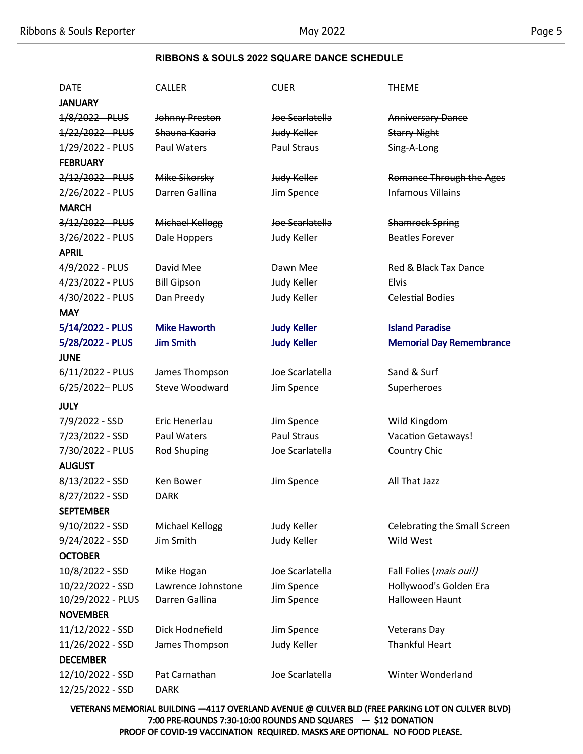## RIBBONS & SOULS 2022 SQUARE DANCE SCHEDULE

| DATE | CALLER | CUER | THEME |
|---|---|---|---|
| **JANUARY** | | | |
| ~~1/8/2022 - PLUS~~ | ~~Johnny Preston~~ | ~~Joe Scarlatella~~ | ~~Anniversary Dance~~ |
| ~~1/22/2022 - PLUS~~ | ~~Shauna Kaaria~~ | ~~Judy Keller~~ | ~~Starry Night~~ |
| 1/29/2022 - PLUS | Paul Waters | Paul Straus | Sing-A-Long |
| **FEBRUARY** | | | |
| ~~2/12/2022 - PLUS~~ | ~~Mike Sikorsky~~ | ~~Judy Keller~~ | ~~Romance Through the Ages~~ |
| ~~2/26/2022 - PLUS~~ | ~~Darren Gallina~~ | ~~Jim Spence~~ | ~~Infamous Villains~~ |
| **MARCH** | | | |
| ~~3/12/2022 - PLUS~~ | ~~Michael Kellogg~~ | ~~Joe Scarlatella~~ | ~~Shamrock Spring~~ |
| 3/26/2022 - PLUS | Dale Hoppers | Judy Keller | Beatles Forever |
| **APRIL** | | | |
| 4/9/2022 - PLUS | David Mee | Dawn Mee | Red & Black Tax Dance |
| 4/23/2022 - PLUS | Bill Gipson | Judy Keller | Elvis |
| 4/30/2022 - PLUS | Dan Preedy | Judy Keller | Celestial Bodies |
| **MAY** | | | |
| **5/14/2022 - PLUS** | **Mike Haworth** | **Judy Keller** | **Island Paradise** |
| **5/28/2022 - PLUS** | **Jim Smith** | **Judy Keller** | **Memorial Day Remembrance** |
| **JUNE** | | | |
| 6/11/2022 - PLUS | James Thompson | Joe Scarlatella | Sand & Surf |
| 6/25/2022– PLUS | Steve Woodward | Jim Spence | Superheroes |
| **JULY** | | | |
| 7/9/2022 - SSD | Eric Henerlau | Jim Spence | Wild Kingdom |
| 7/23/2022 - SSD | Paul Waters | Paul Straus | Vacation Getaways! |
| 7/30/2022 - PLUS | Rod Shuping | Joe Scarlatella | Country Chic |
| **AUGUST** | | | |
| 8/13/2022 - SSD | Ken Bower | Jim Spence | All That Jazz |
| 8/27/2022 - SSD | DARK | | |
| **SEPTEMBER** | | | |
| 9/10/2022 - SSD | Michael Kellogg | Judy Keller | Celebrating the Small Screen |
| 9/24/2022 - SSD | Jim Smith | Judy Keller | Wild West |
| **OCTOBER** | | | |
| 10/8/2022 - SSD | Mike Hogan | Joe Scarlatella | Fall Folies (*mais oui!)* |
| 10/22/2022 - SSD | Lawrence Johnstone | Jim Spence | Hollywood's Golden Era |
| 10/29/2022 - PLUS | Darren Gallina | Jim Spence | Halloween Haunt |
| **NOVEMBER** | | | |
| 11/12/2022 - SSD | Dick Hodnefield | Jim Spence | Veterans Day |
| 11/26/2022 - SSD | James Thompson | Judy Keller | Thankful Heart |
| **DECEMBER** | | | |
| 12/10/2022 - SSD | Pat Carnathan | Joe Scarlatella | Winter Wonderland |
| 12/25/2022 - SSD | DARK | | |

**VETERANS MEMORIAL BUILDING —4117 OVERLAND AVENUE @ CULVER BLD (FREE PARKING LOT ON CULVER BLVD)**
**7:00 PRE-ROUNDS 7:30-10:00 ROUNDS AND SQUARES — $12 DONATION**
**PROOF OF COVID-19 VACCINATION REQUIRED. MASKS ARE OPTIONAL. NO FOOD PLEASE.**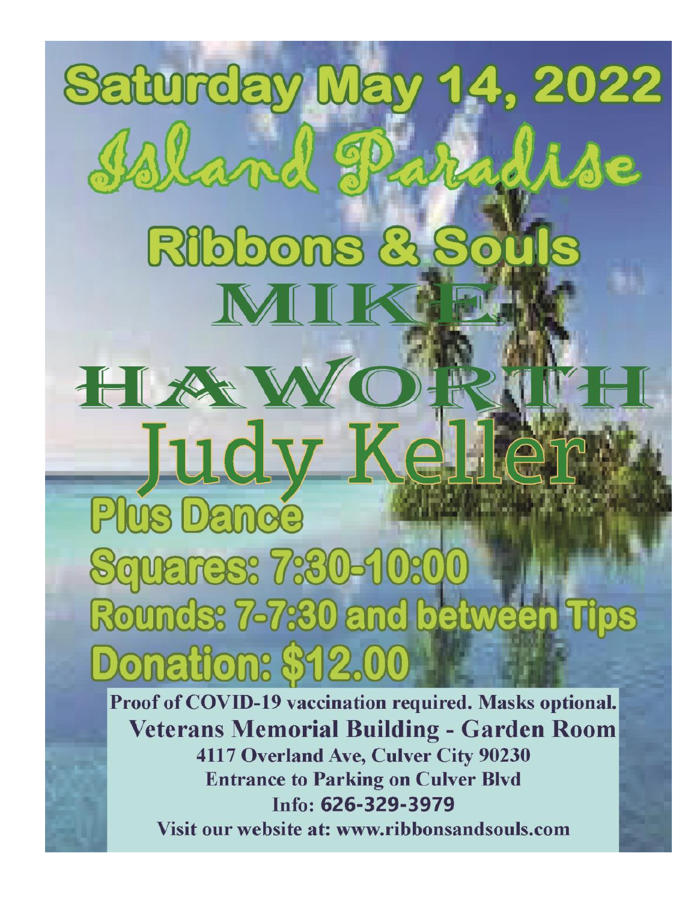# Saturday May 14, 2022

# Island Paradise

## Ribbons & Souls

# MIKE HAWORTH

# Judy Keller

**Plus Dance**

**Squares: 7:30-10:00**

**Rounds: 7-7:30 and between Tips**

**Donation: $12.00**

**Proof of COVID-19 vaccination required. Masks optional.**

**Veterans Memorial Building - Garden Room**

**4117 Overland Ave, Culver City 90230**

**Entrance to Parking on Culver Blvd**

**Info: 626-329-3979**

**Visit our website at: www.ribbonsandsouls.com**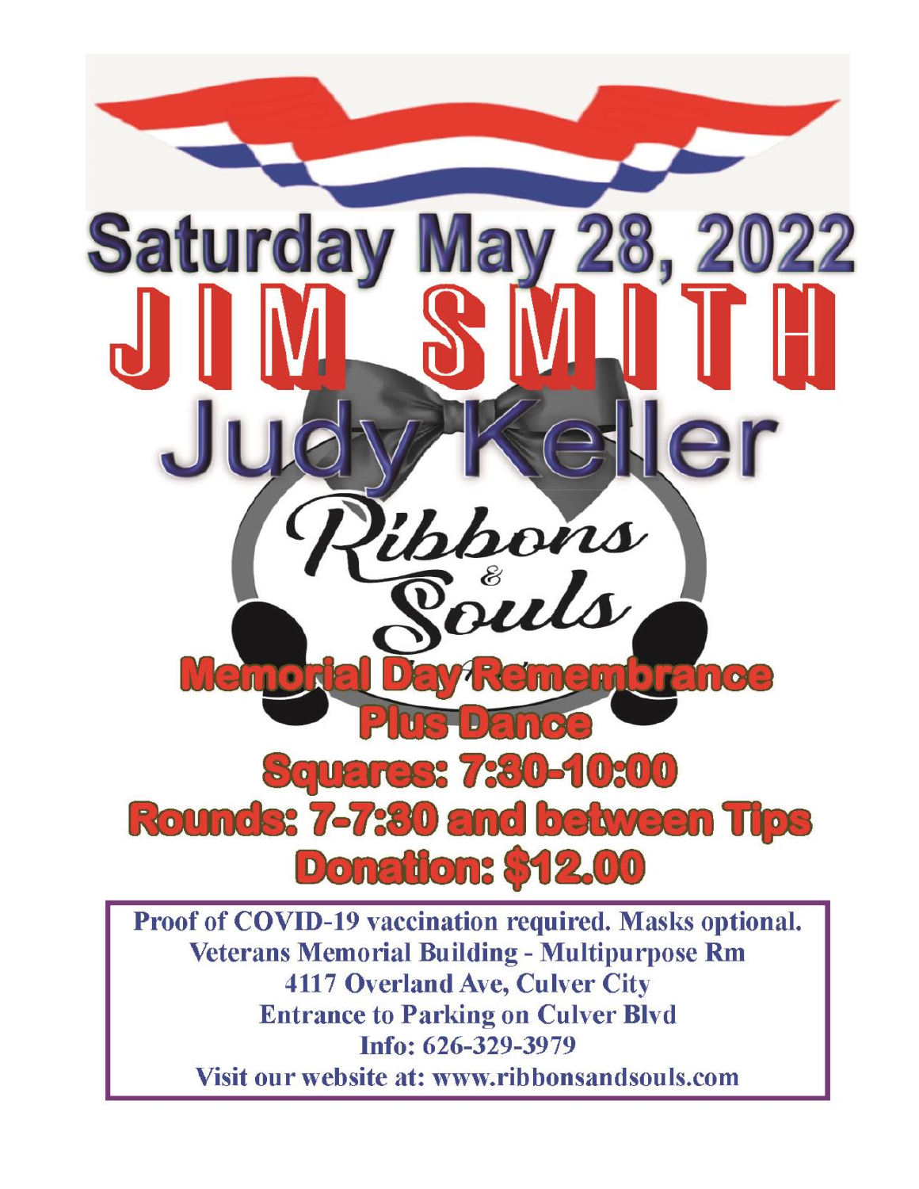# Saturday May 28, 2022

# JIM SMITH

# Judy Keller

Ribbons & Souls

## Memorial Day Remembrance Plus Dance

**Squares: 7:30-10:00**

**Rounds: 7-7:30 and between Tips**

**Donation: $12.00**

Proof of COVID-19 vaccination required. Masks optional.
Veterans Memorial Building - Multipurpose Rm
4117 Overland Ave, Culver City
Entrance to Parking on Culver Blvd
Info: 626-329-3979
Visit our website at: www.ribbonsandsouls.com